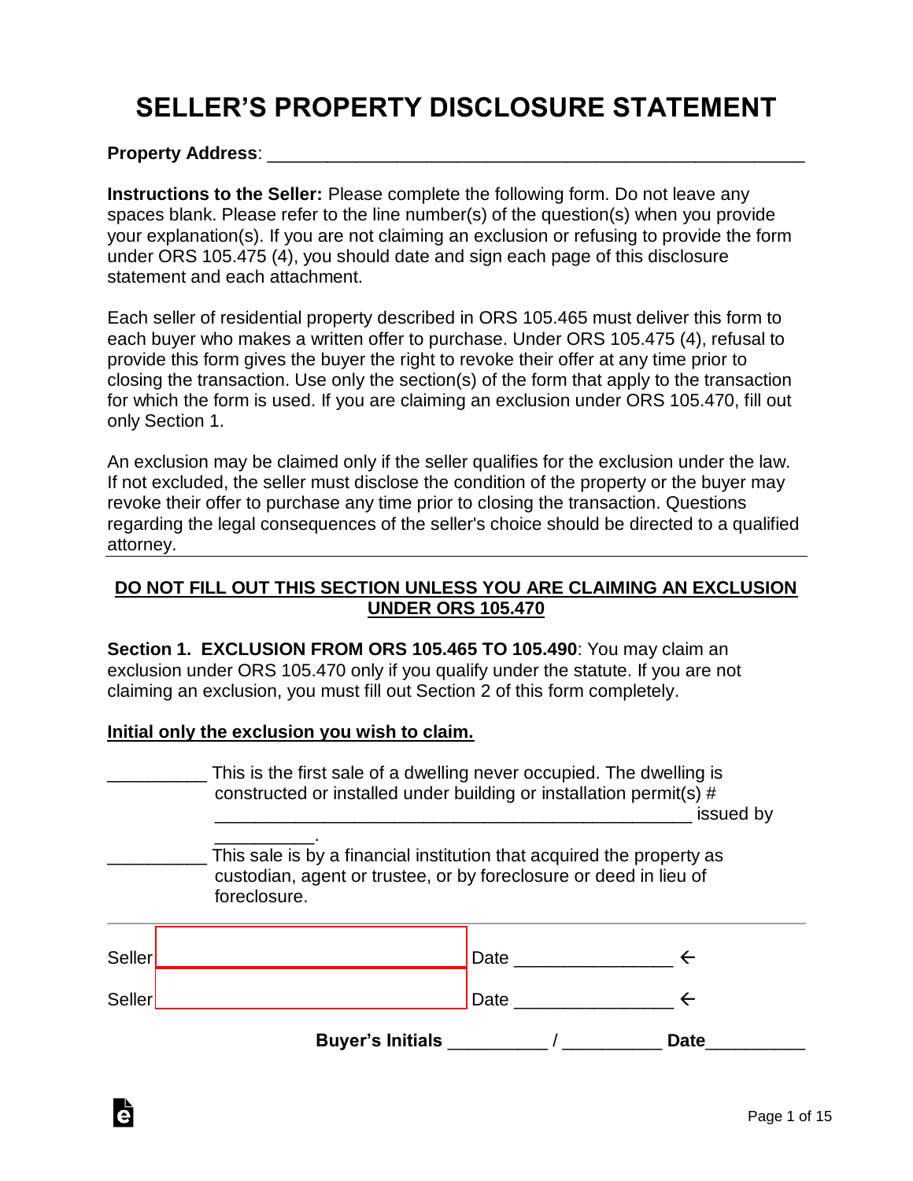# SELLER'S PROPERTY DISCLOSURE STATEMENT

**Property Address**: ____________________________________________________

**Instructions to the Seller:** Please complete the following form. Do not leave any spaces blank. Please refer to the line number(s) of the question(s) when you provide your explanation(s). If you are not claiming an exclusion or refusing to provide the form under ORS 105.475 (4), you should date and sign each page of this disclosure statement and each attachment.

Each seller of residential property described in ORS 105.465 must deliver this form to each buyer who makes a written offer to purchase. Under ORS 105.475 (4), refusal to provide this form gives the buyer the right to revoke their offer at any time prior to closing the transaction. Use only the section(s) of the form that apply to the transaction for which the form is used. If you are claiming an exclusion under ORS 105.470, fill out only Section 1.

An exclusion may be claimed only if the seller qualifies for the exclusion under the law. If not excluded, the seller must disclose the condition of the property or the buyer may revoke their offer to purchase any time prior to closing the transaction. Questions regarding the legal consequences of the seller's choice should be directed to a qualified attorney.

---

**DO NOT FILL OUT THIS SECTION UNLESS YOU ARE CLAIMING AN EXCLUSION UNDER ORS 105.470**

**Section 1. EXCLUSION FROM ORS 105.465 TO 105.490**: You may claim an exclusion under ORS 105.470 only if you qualify under the statute. If you are not claiming an exclusion, you must fill out Section 2 of this form completely.

**Initial only the exclusion you wish to claim.**

__________ This is the first sale of a dwelling never occupied. The dwelling is constructed or installed under building or installation permit(s) # ________________________________________________ issued by __________.

__________ This sale is by a financial institution that acquired the property as custodian, agent or trustee, or by foreclosure or deed in lieu of foreclosure.

---

Seller ____________________ Date ________________

Seller ____________________ Date ________________

**Buyer's Initials** __________ / __________ **Date**__________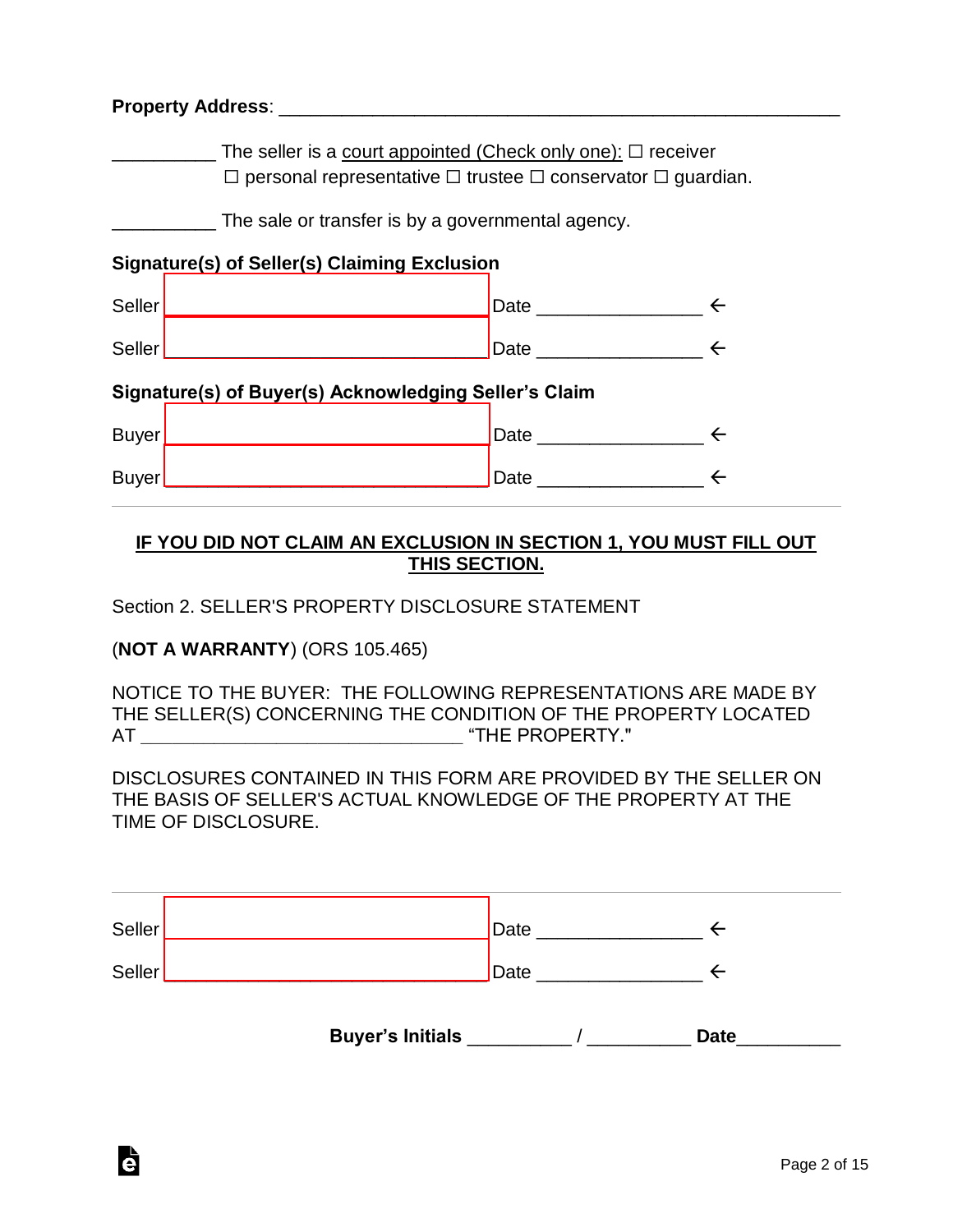**Property Address**: ______________________________________________________

__________ The seller is a court appointed (Check only one): ☐ receiver ☐ personal representative ☐ trustee ☐ conservator ☐ guardian.

__________ The sale or transfer is by a governmental agency.

**Signature(s) of Seller(s) Claiming Exclusion**

Seller ______________________________ Date _______________ ←

Seller ______________________________ Date _______________ ←

**Signature(s) of Buyer(s) Acknowledging Seller's Claim**

Buyer ______________________________ Date _______________ ←

Buyer ______________________________ Date _______________ ←

---

**IF YOU DID NOT CLAIM AN EXCLUSION IN SECTION 1, YOU MUST FILL OUT THIS SECTION.**

Section 2. SELLER'S PROPERTY DISCLOSURE STATEMENT

(**NOT A WARRANTY**) (ORS 105.465)

NOTICE TO THE BUYER: THE FOLLOWING REPRESENTATIONS ARE MADE BY THE SELLER(S) CONCERNING THE CONDITION OF THE PROPERTY LOCATED AT ________________________________ "THE PROPERTY."

DISCLOSURES CONTAINED IN THIS FORM ARE PROVIDED BY THE SELLER ON THE BASIS OF SELLER'S ACTUAL KNOWLEDGE OF THE PROPERTY AT THE TIME OF DISCLOSURE.

---

Seller ______________________________ Date _______________ ←

Seller ______________________________ Date _______________ ←

**Buyer's Initials** __________ / __________ **Date**__________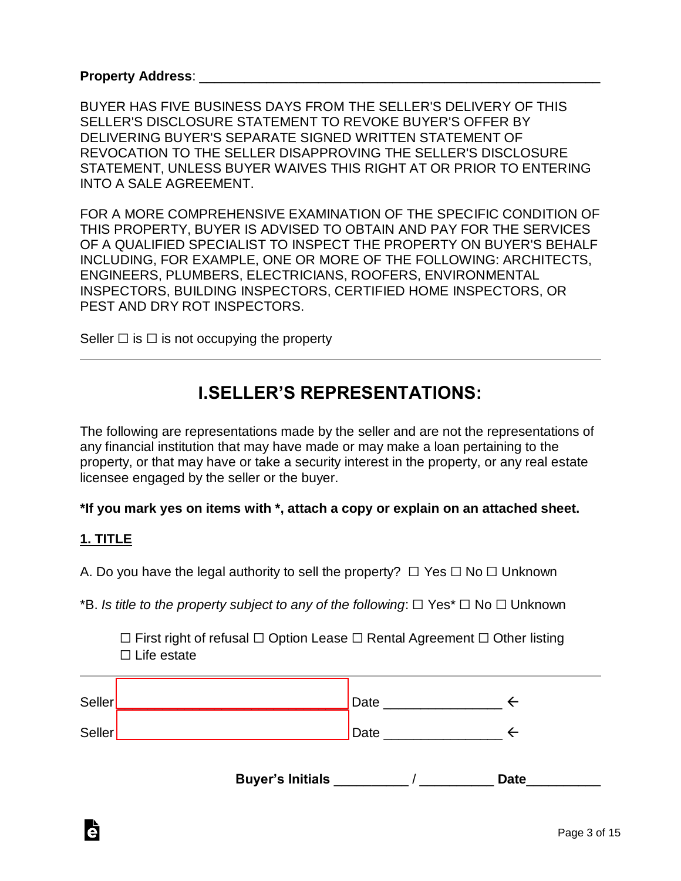**Property Address**: ______________________________________________________

BUYER HAS FIVE BUSINESS DAYS FROM THE SELLER'S DELIVERY OF THIS SELLER'S DISCLOSURE STATEMENT TO REVOKE BUYER'S OFFER BY DELIVERING BUYER'S SEPARATE SIGNED WRITTEN STATEMENT OF REVOCATION TO THE SELLER DISAPPROVING THE SELLER'S DISCLOSURE STATEMENT, UNLESS BUYER WAIVES THIS RIGHT AT OR PRIOR TO ENTERING INTO A SALE AGREEMENT.

FOR A MORE COMPREHENSIVE EXAMINATION OF THE SPECIFIC CONDITION OF THIS PROPERTY, BUYER IS ADVISED TO OBTAIN AND PAY FOR THE SERVICES OF A QUALIFIED SPECIALIST TO INSPECT THE PROPERTY ON BUYER'S BEHALF INCLUDING, FOR EXAMPLE, ONE OR MORE OF THE FOLLOWING: ARCHITECTS, ENGINEERS, PLUMBERS, ELECTRICIANS, ROOFERS, ENVIRONMENTAL INSPECTORS, BUILDING INSPECTORS, CERTIFIED HOME INSPECTORS, OR PEST AND DRY ROT INSPECTORS.

Seller ☐ is ☐ is not occupying the property

---

# I.SELLER'S REPRESENTATIONS:

The following are representations made by the seller and are not the representations of any financial institution that may have made or may make a loan pertaining to the property, or that may have or take a security interest in the property, or any real estate licensee engaged by the seller or the buyer.

**\*If you mark yes on items with \*, attach a copy or explain on an attached sheet.**

**1. TITLE**

A. Do you have the legal authority to sell the property? ☐ Yes ☐ No ☐ Unknown

*B. *Is title to the property subject to any of the following*: ☐ Yes* ☐ No ☐ Unknown

☐ First right of refusal ☐ Option Lease ☐ Rental Agreement ☐ Other listing ☐ Life estate

---

Seller ______________________________ Date ________________ ←

Seller ______________________________ Date ________________ ←

**Buyer's Initials** __________ / __________ **Date**__________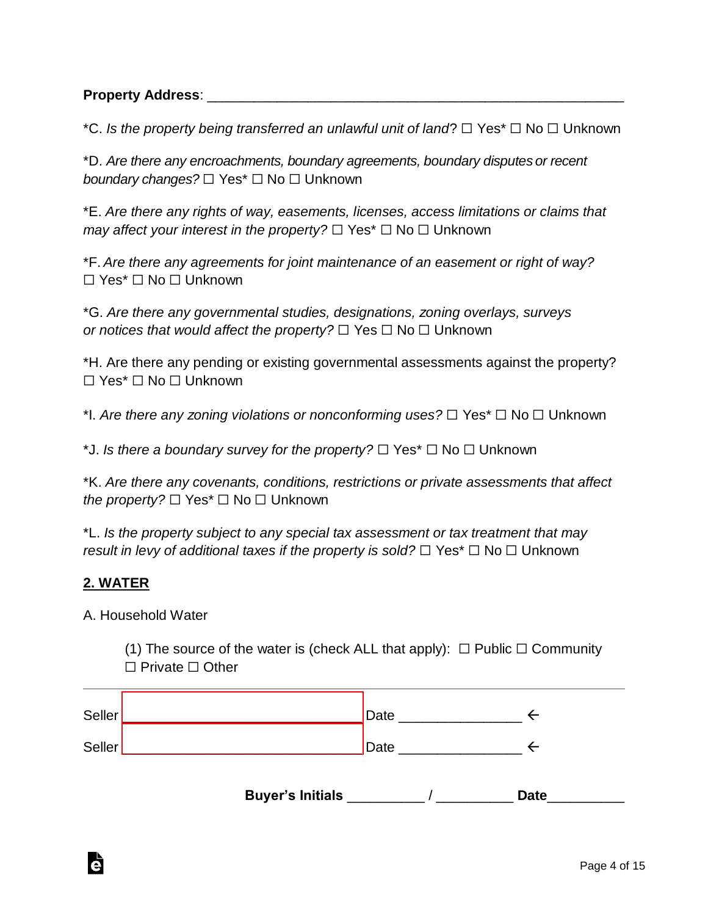**Property Address**: ______________________________________________________

*C. *Is the property being transferred an unlawful unit of land*? ☐ Yes* ☐ No ☐ Unknown

*D. *Are there any encroachments, boundary agreements, boundary disputes or recent boundary changes?* ☐ Yes* ☐ No ☐ Unknown

*E. *Are there any rights of way, easements, licenses, access limitations or claims that may affect your interest in the property?* ☐ Yes* ☐ No ☐ Unknown

*F. *Are there any agreements for joint maintenance of an easement or right of way?* ☐ Yes* ☐ No ☐ Unknown

*G. *Are there any governmental studies, designations, zoning overlays, surveys or notices that would affect the property?* ☐ Yes ☐ No ☐ Unknown

*H. Are there any pending or existing governmental assessments against the property? ☐ Yes* ☐ No ☐ Unknown

*I. *Are there any zoning violations or nonconforming uses?* ☐ Yes* ☐ No ☐ Unknown

*J. *Is there a boundary survey for the property?* ☐ Yes* ☐ No ☐ Unknown

*K. *Are there any covenants, conditions, restrictions or private assessments that affect the property?* ☐ Yes* ☐ No ☐ Unknown

*L. *Is the property subject to any special tax assessment or tax treatment that may result in levy of additional taxes if the property is sold?* ☐ Yes* ☐ No ☐ Unknown

## 2. WATER

A. Household Water

(1) The source of the water is (check ALL that apply): ☐ Public ☐ Community ☐ Private ☐ Other

---

Seller ______________________________ Date _______________ ←

Seller ______________________________ Date _______________ ←

**Buyer's Initials** __________ / __________ **Date**__________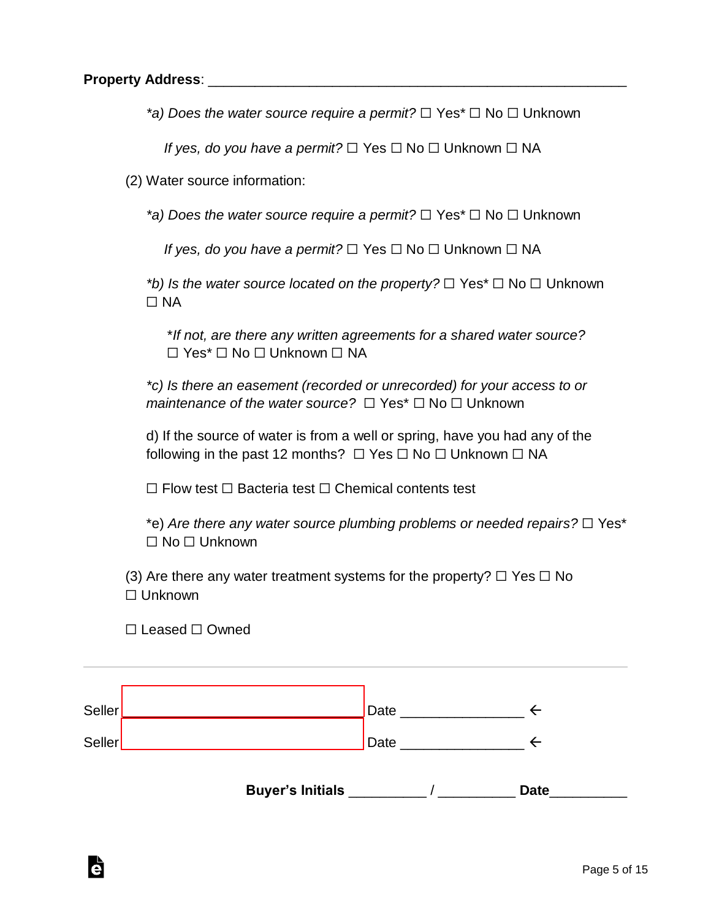**Property Address**: ______________________________________________________

*\*a) Does the water source require a permit?* ☐ Yes* ☐ No ☐ Unknown

*If yes, do you have a permit?* ☐ Yes ☐ No ☐ Unknown ☐ NA

(2) Water source information:

*\*a) Does the water source require a permit?* ☐ Yes* ☐ No ☐ Unknown

*If yes, do you have a permit?* ☐ Yes ☐ No ☐ Unknown ☐ NA

*\*b) Is the water source located on the property?* ☐ Yes* ☐ No ☐ Unknown ☐ NA

*\*If not, are there any written agreements for a shared water source?* ☐ Yes* ☐ No ☐ Unknown ☐ NA

*\*c) Is there an easement (recorded or unrecorded) for your access to or maintenance of the water source?* ☐ Yes* ☐ No ☐ Unknown

d) If the source of water is from a well or spring, have you had any of the following in the past 12 months? ☐ Yes ☐ No ☐ Unknown ☐ NA

☐ Flow test ☐ Bacteria test ☐ Chemical contents test

\*e) *Are there any water source plumbing problems or needed repairs?* ☐ Yes* ☐ No ☐ Unknown

(3) Are there any water treatment systems for the property? ☐ Yes ☐ No ☐ Unknown

☐ Leased ☐ Owned

---

Seller ______________________ Date ________________ ←

Seller ______________________ Date ________________ ←

**Buyer's Initials** __________ / __________ **Date**__________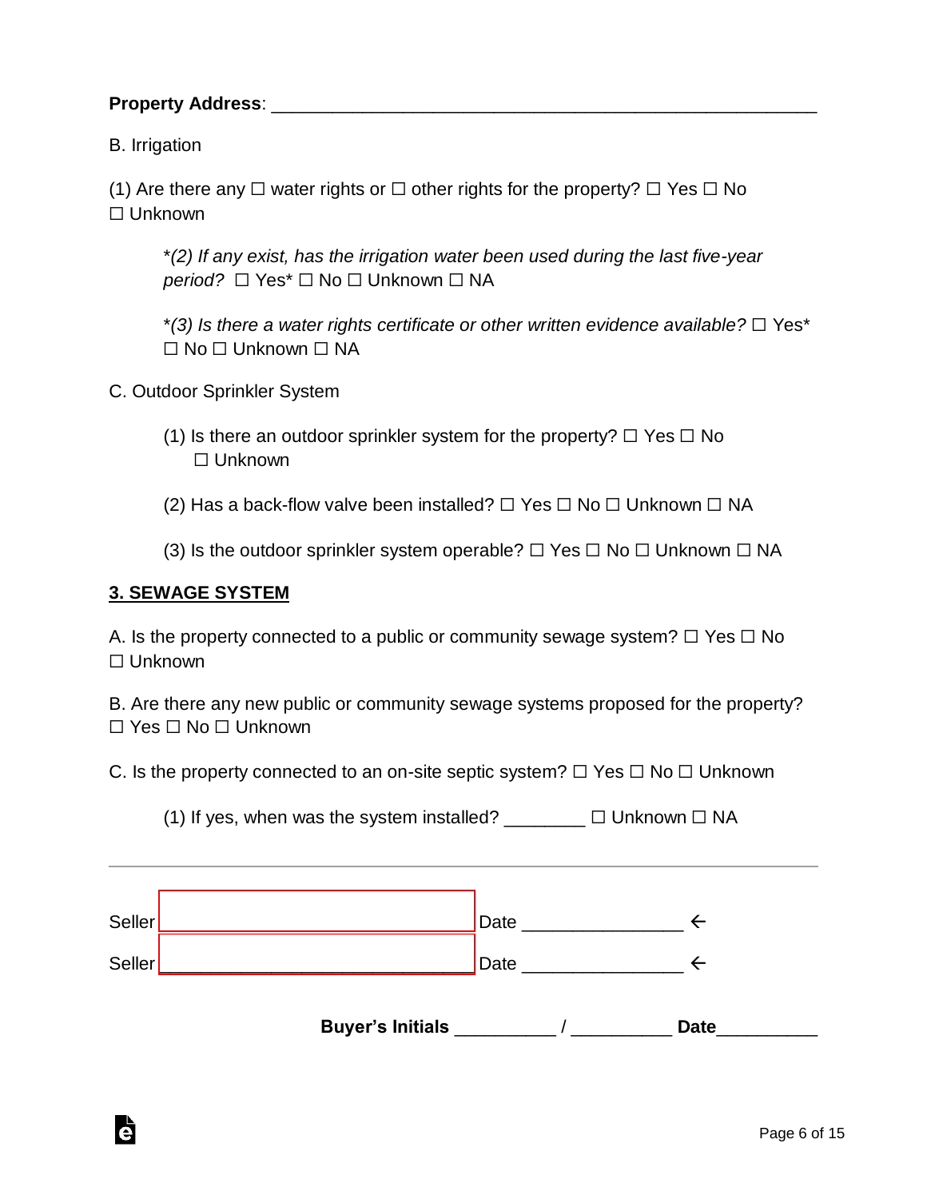**Property Address**: ______________________________________________________

B. Irrigation

(1) Are there any ☐ water rights or ☐ other rights for the property? ☐ Yes ☐ No ☐ Unknown

> *\*(2) If any exist, has the irrigation water been used during the last five-year period?* ☐ Yes* ☐ No ☐ Unknown ☐ NA
>
> *\*(3) Is there a water rights certificate or other written evidence available?* ☐ Yes* ☐ No ☐ Unknown ☐ NA

C. Outdoor Sprinkler System

> (1) Is there an outdoor sprinkler system for the property? ☐ Yes ☐ No ☐ Unknown
>
> (2) Has a back-flow valve been installed? ☐ Yes ☐ No ☐ Unknown ☐ NA
>
> (3) Is the outdoor sprinkler system operable? ☐ Yes ☐ No ☐ Unknown ☐ NA

## 3. SEWAGE SYSTEM

A. Is the property connected to a public or community sewage system? ☐ Yes ☐ No ☐ Unknown

B. Are there any new public or community sewage systems proposed for the property? ☐ Yes ☐ No ☐ Unknown

C. Is the property connected to an on-site septic system? ☐ Yes ☐ No ☐ Unknown

> (1) If yes, when was the system installed? ________ ☐ Unknown ☐ NA

---

Seller ________________________________ Date _______________ ←

Seller ________________________________ Date _______________ ←

**Buyer's Initials** __________ / __________ **Date**__________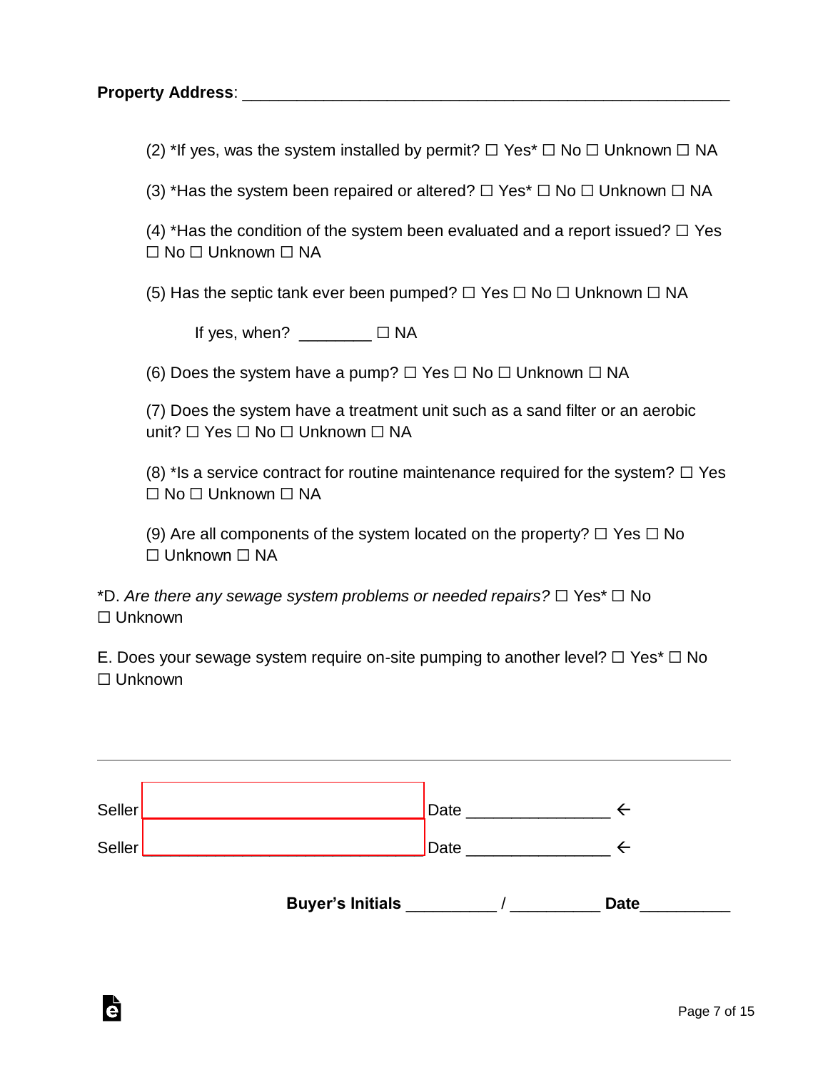**Property Address**: ________________________________________________

(2) *If yes, was the system installed by permit? ☐ Yes* ☐ No ☐ Unknown ☐ NA

(3) *Has the system been repaired or altered? ☐ Yes* ☐ No ☐ Unknown ☐ NA

(4) *Has the condition of the system been evaluated and a report issued? ☐ Yes ☐ No ☐ Unknown ☐ NA

(5) Has the septic tank ever been pumped? ☐ Yes ☐ No ☐ Unknown ☐ NA

If yes, when? ________ ☐ NA

(6) Does the system have a pump? ☐ Yes ☐ No ☐ Unknown ☐ NA

(7) Does the system have a treatment unit such as a sand filter or an aerobic unit? ☐ Yes ☐ No ☐ Unknown ☐ NA

(8) *Is a service contract for routine maintenance required for the system? ☐ Yes ☐ No ☐ Unknown ☐ NA

(9) Are all components of the system located on the property? ☐ Yes ☐ No ☐ Unknown ☐ NA

*D. *Are there any sewage system problems or needed repairs?* ☐ Yes* ☐ No ☐ Unknown

E. Does your sewage system require on-site pumping to another level? ☐ Yes* ☐ No ☐ Unknown

---

Seller ______________________________ Date _______________ ←

Seller ______________________________ Date _______________ ←

**Buyer's Initials** __________ / __________ **Date**__________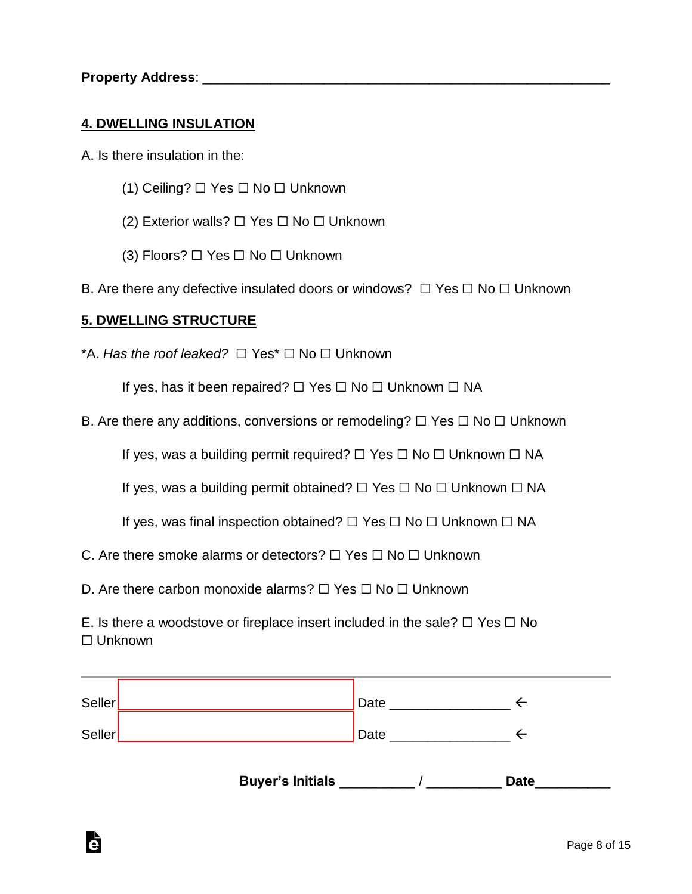**Property Address**: ____________________________________________________

## 4. DWELLING INSULATION

A. Is there insulation in the:

(1) Ceiling? ☐ Yes ☐ No ☐ Unknown

(2) Exterior walls? ☐ Yes ☐ No ☐ Unknown

(3) Floors? ☐ Yes ☐ No ☐ Unknown

B. Are there any defective insulated doors or windows? ☐ Yes ☐ No ☐ Unknown

## 5. DWELLING STRUCTURE

*A. *Has the roof leaked?* ☐ Yes* ☐ No ☐ Unknown

If yes, has it been repaired? ☐ Yes ☐ No ☐ Unknown ☐ NA

B. Are there any additions, conversions or remodeling? ☐ Yes ☐ No ☐ Unknown

If yes, was a building permit required? ☐ Yes ☐ No ☐ Unknown ☐ NA

If yes, was a building permit obtained? ☐ Yes ☐ No ☐ Unknown ☐ NA

If yes, was final inspection obtained? ☐ Yes ☐ No ☐ Unknown ☐ NA

C. Are there smoke alarms or detectors? ☐ Yes ☐ No ☐ Unknown

D. Are there carbon monoxide alarms? ☐ Yes ☐ No ☐ Unknown

E. Is there a woodstove or fireplace insert included in the sale? ☐ Yes ☐ No ☐ Unknown

---

Seller ____________________ Date ________________ ←

Seller ____________________ Date ________________ ←

**Buyer's Initials** __________ / __________ **Date**__________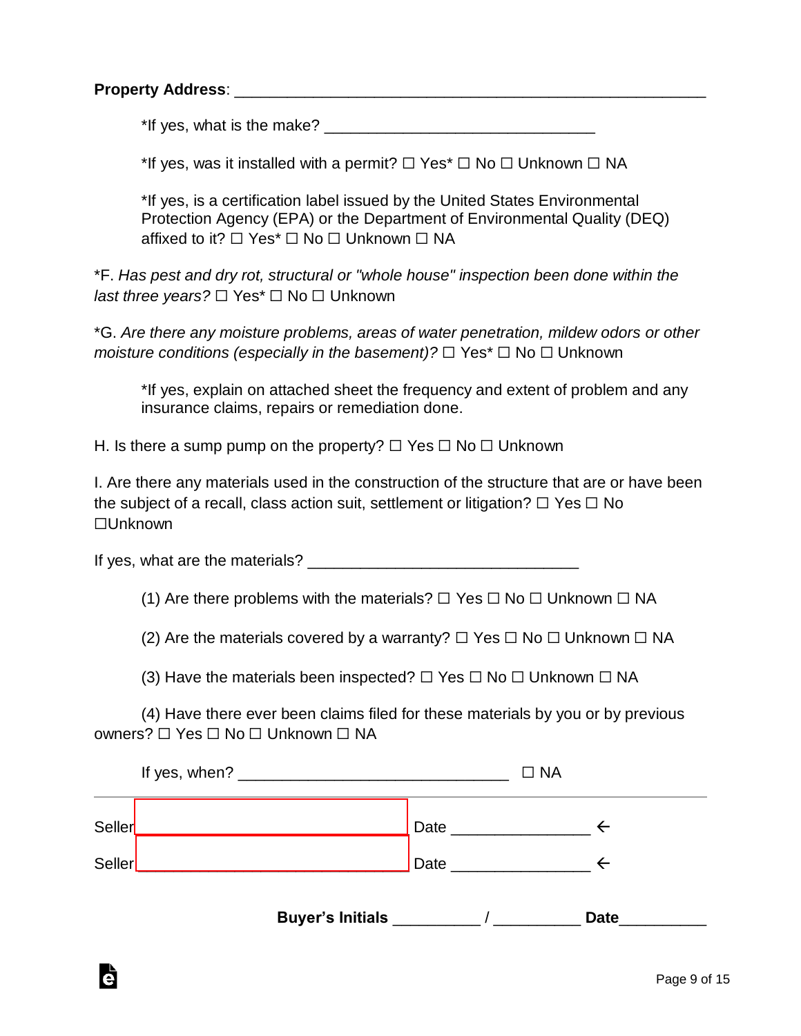**Property Address**: ______________________________________________________

*If yes, what is the make? ______________________________

*If yes, was it installed with a permit? ☐ Yes* ☐ No ☐ Unknown ☐ NA

*If yes, is a certification label issued by the United States Environmental Protection Agency (EPA) or the Department of Environmental Quality (DEQ) affixed to it? ☐ Yes* ☐ No ☐ Unknown ☐ NA

*F. *Has pest and dry rot, structural or "whole house" inspection been done within the last three years?* ☐ Yes* ☐ No ☐ Unknown

*G. *Are there any moisture problems, areas of water penetration, mildew odors or other moisture conditions (especially in the basement)?* ☐ Yes* ☐ No ☐ Unknown

*If yes, explain on attached sheet the frequency and extent of problem and any insurance claims, repairs or remediation done.

H. Is there a sump pump on the property? ☐ Yes ☐ No ☐ Unknown

I. Are there any materials used in the construction of the structure that are or have been the subject of a recall, class action suit, settlement or litigation? ☐ Yes ☐ No ☐Unknown

If yes, what are the materials? ______________________________

(1) Are there problems with the materials? ☐ Yes ☐ No ☐ Unknown ☐ NA

(2) Are the materials covered by a warranty? ☐ Yes ☐ No ☐ Unknown ☐ NA

(3) Have the materials been inspected? ☐ Yes ☐ No ☐ Unknown ☐ NA

(4) Have there ever been claims filed for these materials by you or by previous owners? ☐ Yes ☐ No ☐ Unknown ☐ NA

If yes, when? ______________________________ ☐ NA

---

Seller ______________________________ Date _______________ ←

Seller ______________________________ Date _______________ ←

**Buyer's Initials** __________ / __________ **Date**__________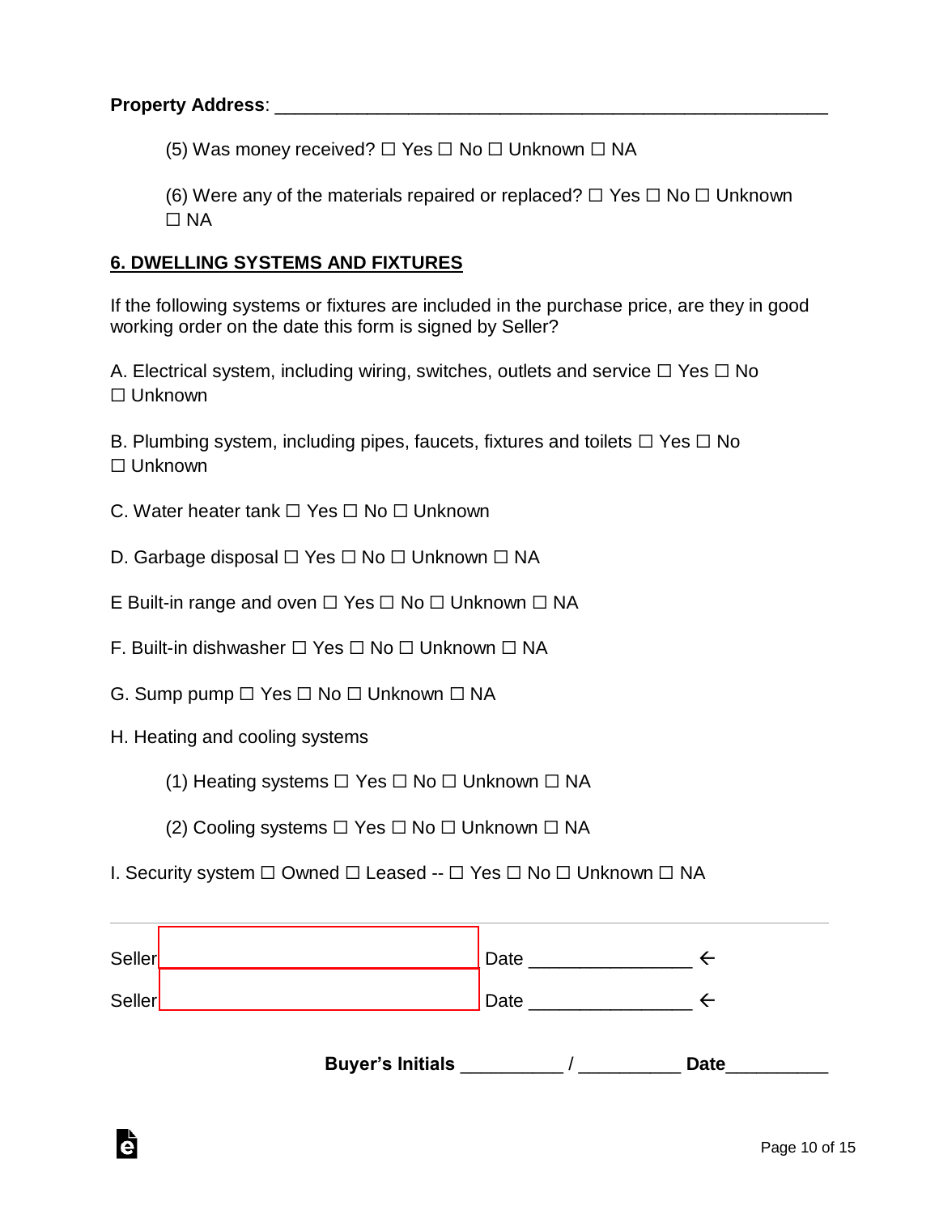**Property Address**: ___________________________________________________________

(5) Was money received? ☐ Yes ☐ No ☐ Unknown ☐ NA

(6) Were any of the materials repaired or replaced? ☐ Yes ☐ No ☐ Unknown ☐ NA

## 6. DWELLING SYSTEMS AND FIXTURES

If the following systems or fixtures are included in the purchase price, are they in good working order on the date this form is signed by Seller?

A. Electrical system, including wiring, switches, outlets and service ☐ Yes ☐ No ☐ Unknown

B. Plumbing system, including pipes, faucets, fixtures and toilets ☐ Yes ☐ No ☐ Unknown

C. Water heater tank ☐ Yes ☐ No ☐ Unknown

D. Garbage disposal ☐ Yes ☐ No ☐ Unknown ☐ NA

E Built-in range and oven ☐ Yes ☐ No ☐ Unknown ☐ NA

F. Built-in dishwasher ☐ Yes ☐ No ☐ Unknown ☐ NA

G. Sump pump ☐ Yes ☐ No ☐ Unknown ☐ NA

H. Heating and cooling systems

(1) Heating systems ☐ Yes ☐ No ☐ Unknown ☐ NA

(2) Cooling systems ☐ Yes ☐ No ☐ Unknown ☐ NA

I. Security system ☐ Owned ☐ Leased -- ☐ Yes ☐ No ☐ Unknown ☐ NA

---

Seller ______________________________ Date ________________ ←

Seller ______________________________ Date ________________ ←

**Buyer's Initials** __________ / __________ **Date**__________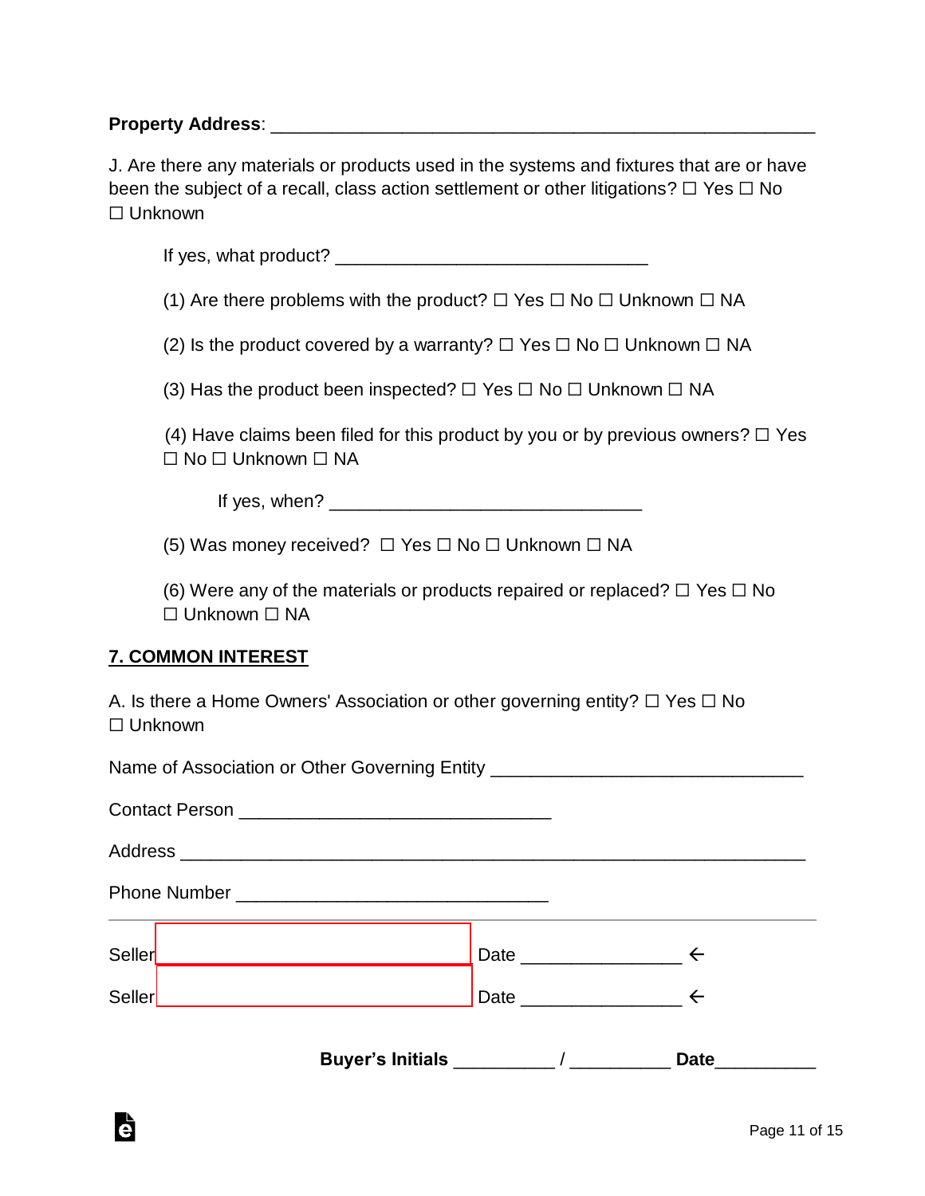**Property Address**: ______________________________________________________

J. Are there any materials or products used in the systems and fixtures that are or have been the subject of a recall, class action settlement or other litigations? ☐ Yes ☐ No ☐ Unknown

If yes, what product? ______________________________

(1) Are there problems with the product? ☐ Yes ☐ No ☐ Unknown ☐ NA

(2) Is the product covered by a warranty? ☐ Yes ☐ No ☐ Unknown ☐ NA

(3) Has the product been inspected? ☐ Yes ☐ No ☐ Unknown ☐ NA

(4) Have claims been filed for this product by you or by previous owners? ☐ Yes ☐ No ☐ Unknown ☐ NA

If yes, when? ______________________________

(5) Was money received? ☐ Yes ☐ No ☐ Unknown ☐ NA

(6) Were any of the materials or products repaired or replaced? ☐ Yes ☐ No ☐ Unknown ☐ NA

**7. COMMON INTEREST**

A. Is there a Home Owners' Association or other governing entity? ☐ Yes ☐ No ☐ Unknown

Name of Association or Other Governing Entity ______________________________

Contact Person ______________________________

Address ______________________________________________________________

Phone Number ______________________________

Seller ______________________________ Date _______________ ←

Seller ______________________________ Date _______________ ←

**Buyer's Initials** __________ / __________ **Date**__________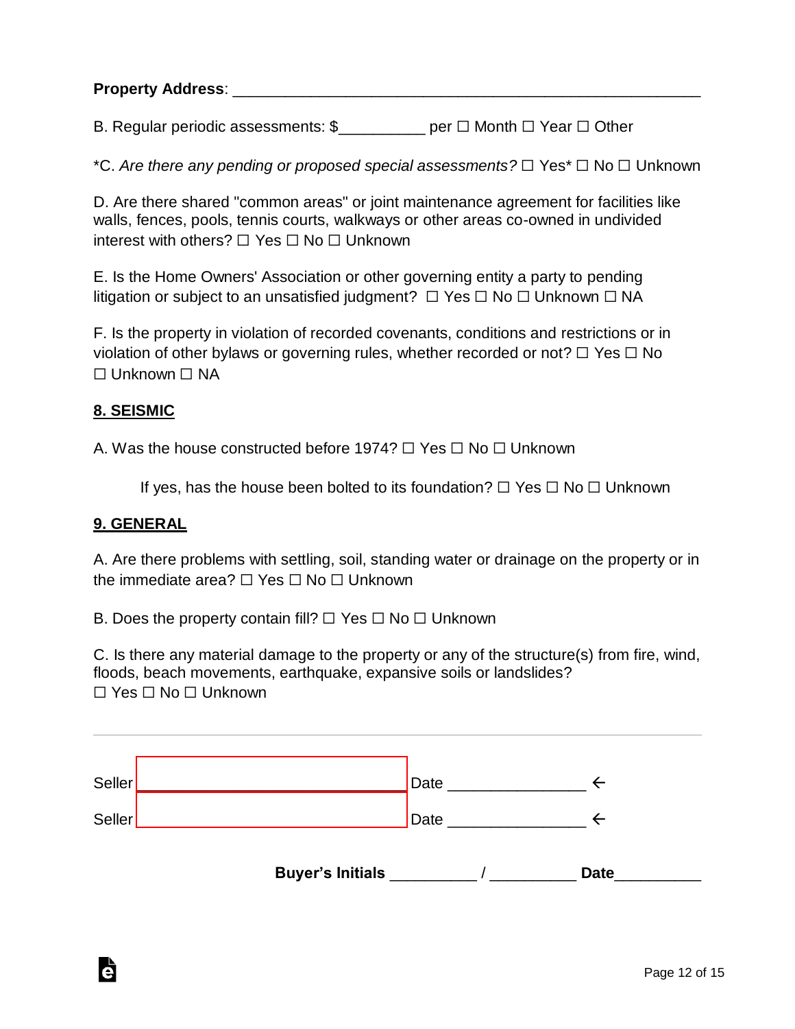**Property Address**: ______________________________________________________

B. Regular periodic assessments: $__________ per ☐ Month ☐ Year ☐ Other

*C. *Are there any pending or proposed special assessments?* ☐ Yes* ☐ No ☐ Unknown

D. Are there shared "common areas" or joint maintenance agreement for facilities like walls, fences, pools, tennis courts, walkways or other areas co-owned in undivided interest with others? ☐ Yes ☐ No ☐ Unknown

E. Is the Home Owners' Association or other governing entity a party to pending litigation or subject to an unsatisfied judgment? ☐ Yes ☐ No ☐ Unknown ☐ NA

F. Is the property in violation of recorded covenants, conditions and restrictions or in violation of other bylaws or governing rules, whether recorded or not? ☐ Yes ☐ No ☐ Unknown ☐ NA

## 8. SEISMIC

A. Was the house constructed before 1974? ☐ Yes ☐ No ☐ Unknown

If yes, has the house been bolted to its foundation? ☐ Yes ☐ No ☐ Unknown

## 9. GENERAL

A. Are there problems with settling, soil, standing water or drainage on the property or in the immediate area? ☐ Yes ☐ No ☐ Unknown

B. Does the property contain fill? ☐ Yes ☐ No ☐ Unknown

C. Is there any material damage to the property or any of the structure(s) from fire, wind, floods, beach movements, earthquake, expansive soils or landslides?
☐ Yes ☐ No ☐ Unknown

---

Seller ______________________________ Date _______________ ←

Seller ______________________________ Date _______________ ←

**Buyer's Initials** __________ / __________ **Date**__________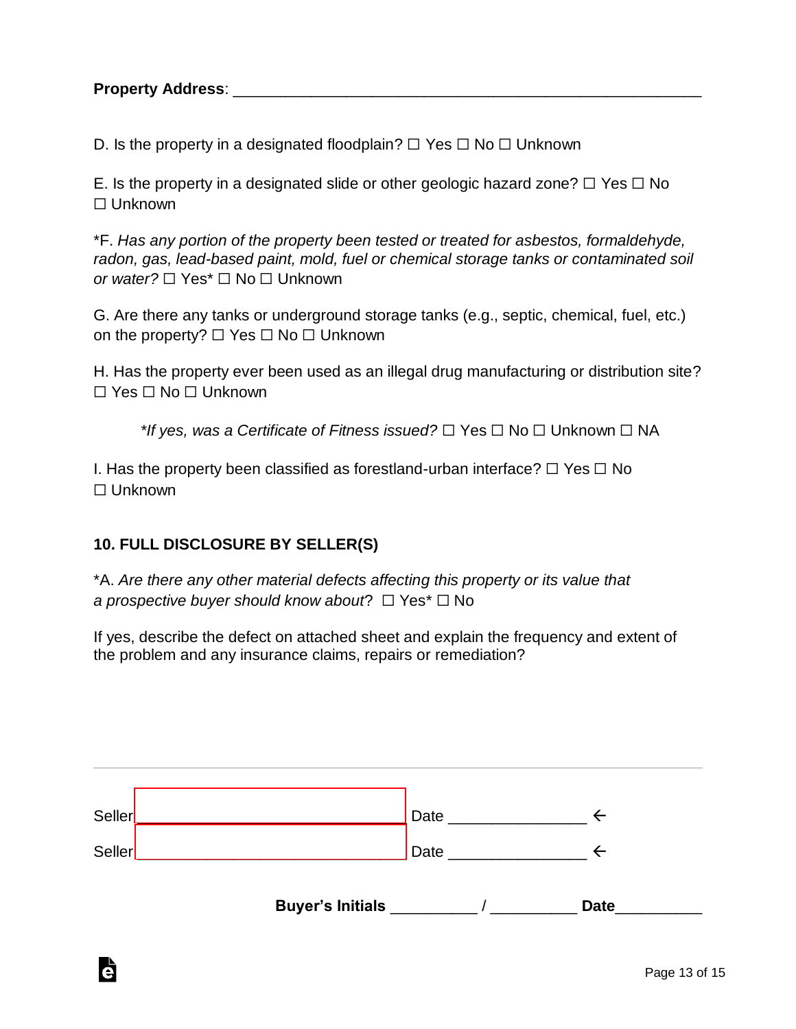**Property Address**: _______________________________________________________

D. Is the property in a designated floodplain? ☐ Yes ☐ No ☐ Unknown

E. Is the property in a designated slide or other geologic hazard zone? ☐ Yes ☐ No ☐ Unknown

*F. *Has any portion of the property been tested or treated for asbestos, formaldehyde, radon, gas, lead-based paint, mold, fuel or chemical storage tanks or contaminated soil or water?* ☐ Yes* ☐ No ☐ Unknown

G. Are there any tanks or underground storage tanks (e.g., septic, chemical, fuel, etc.) on the property? ☐ Yes ☐ No ☐ Unknown

H. Has the property ever been used as an illegal drug manufacturing or distribution site? ☐ Yes ☐ No ☐ Unknown

*\*If yes, was a Certificate of Fitness issued?* ☐ Yes ☐ No ☐ Unknown ☐ NA

I. Has the property been classified as forestland-urban interface? ☐ Yes ☐ No ☐ Unknown

## 10. FULL DISCLOSURE BY SELLER(S)

*A. *Are there any other material defects affecting this property or its value that a prospective buyer should know about*? ☐ Yes* ☐ No

If yes, describe the defect on attached sheet and explain the frequency and extent of the problem and any insurance claims, repairs or remediation?

---

Seller ________________________________ Date ________________ ←

Seller ________________________________ Date ________________ ←

**Buyer's Initials** __________ / __________ **Date**__________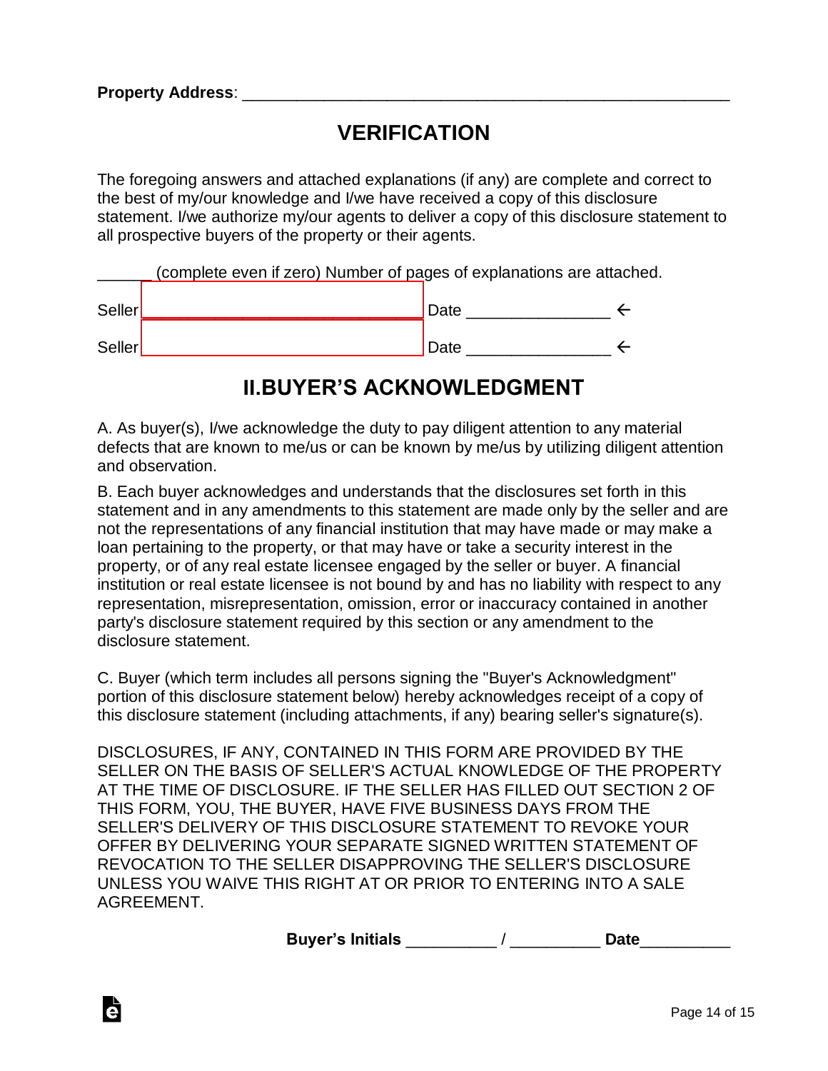**Property Address**: ____________________________________________________

# VERIFICATION

The foregoing answers and attached explanations (if any) are complete and correct to the best of my/our knowledge and I/we have received a copy of this disclosure statement. I/we authorize my/our agents to deliver a copy of this disclosure statement to all prospective buyers of the property or their agents.

______ (complete even if zero) Number of pages of explanations are attached.

Seller ______________________________ Date _______________ ←

Seller ______________________________ Date _______________ ←

# II.BUYER'S ACKNOWLEDGMENT

A. As buyer(s), I/we acknowledge the duty to pay diligent attention to any material defects that are known to me/us or can be known by me/us by utilizing diligent attention and observation.

B. Each buyer acknowledges and understands that the disclosures set forth in this statement and in any amendments to this statement are made only by the seller and are not the representations of any financial institution that may have made or may make a loan pertaining to the property, or that may have or take a security interest in the property, or of any real estate licensee engaged by the seller or buyer. A financial institution or real estate licensee is not bound by and has no liability with respect to any representation, misrepresentation, omission, error or inaccuracy contained in another party's disclosure statement required by this section or any amendment to the disclosure statement.

C. Buyer (which term includes all persons signing the "Buyer's Acknowledgment" portion of this disclosure statement below) hereby acknowledges receipt of a copy of this disclosure statement (including attachments, if any) bearing seller's signature(s).

DISCLOSURES, IF ANY, CONTAINED IN THIS FORM ARE PROVIDED BY THE SELLER ON THE BASIS OF SELLER'S ACTUAL KNOWLEDGE OF THE PROPERTY AT THE TIME OF DISCLOSURE. IF THE SELLER HAS FILLED OUT SECTION 2 OF THIS FORM, YOU, THE BUYER, HAVE FIVE BUSINESS DAYS FROM THE SELLER'S DELIVERY OF THIS DISCLOSURE STATEMENT TO REVOKE YOUR OFFER BY DELIVERING YOUR SEPARATE SIGNED WRITTEN STATEMENT OF REVOCATION TO THE SELLER DISAPPROVING THE SELLER'S DISCLOSURE UNLESS YOU WAIVE THIS RIGHT AT OR PRIOR TO ENTERING INTO A SALE AGREEMENT.

**Buyer's Initials** __________ / __________ **Date**__________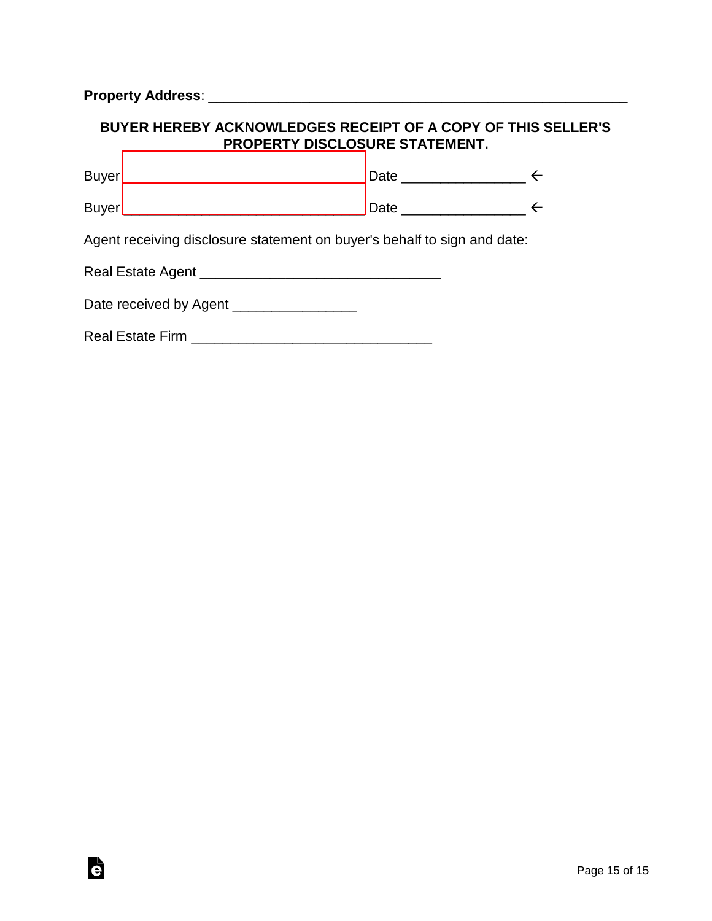**Property Address**: ________________________________________________________

**BUYER HEREBY ACKNOWLEDGES RECEIPT OF A COPY OF THIS SELLER'S PROPERTY DISCLOSURE STATEMENT.**

Buyer ________________________________ Date ________________ ←

Buyer ________________________________ Date ________________ ←

Agent receiving disclosure statement on buyer's behalf to sign and date:

Real Estate Agent ________________________________

Date received by Agent ________________

Real Estate Firm ________________________________